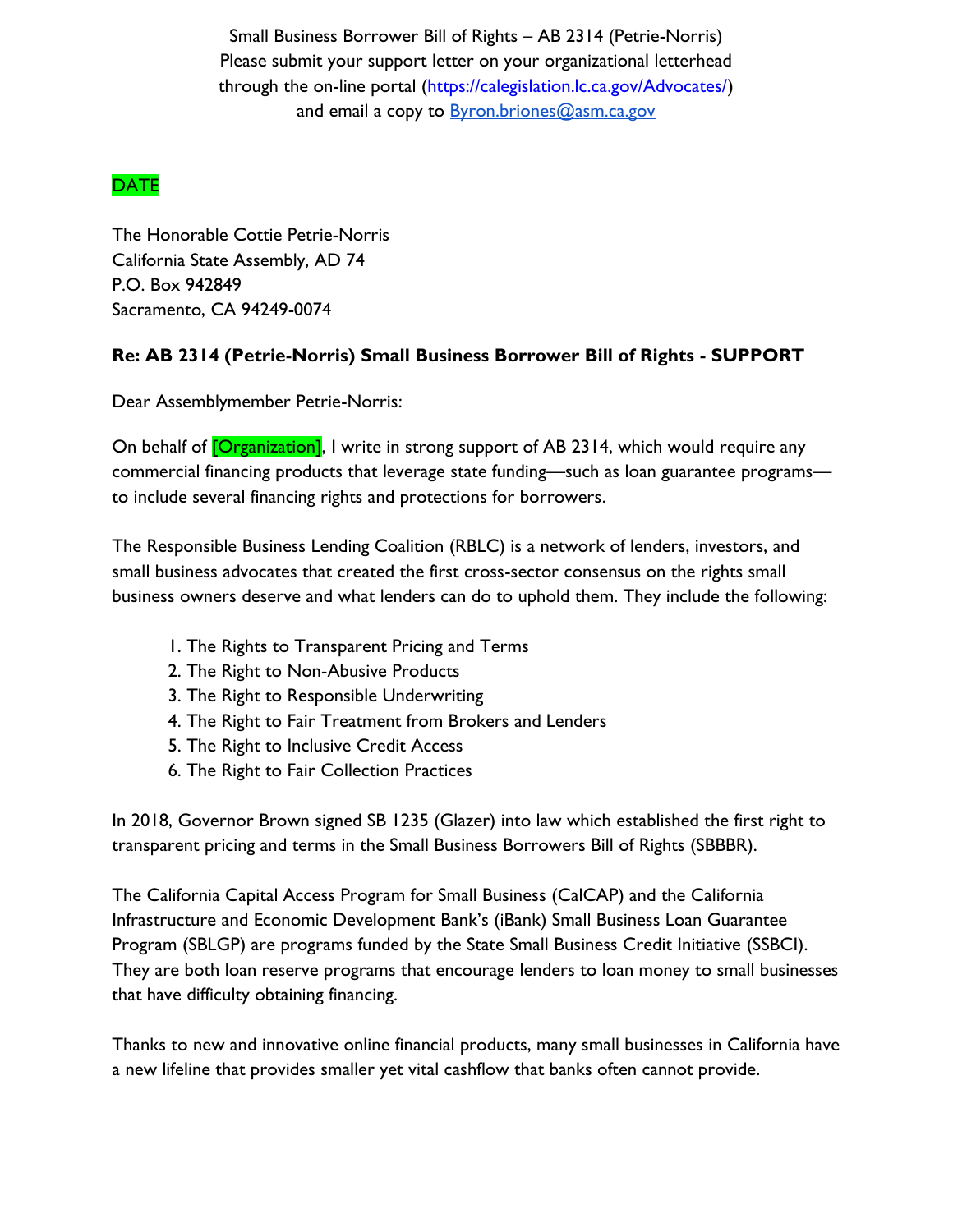Small Business Borrower Bill of Rights – AB 2314 (Petrie-Norris)
Please submit your support letter on your organizational letterhead
through the on-line portal (https://calegislation.lc.ca.gov/Advocates/)
and email a copy to Byron.briones@asm.ca.gov

DATE

The Honorable Cottie Petrie-Norris
California State Assembly, AD 74
P.O. Box 942849
Sacramento, CA 94249-0074

**Re: AB 2314 (Petrie-Norris) Small Business Borrower Bill of Rights - SUPPORT**

Dear Assemblymember Petrie-Norris:

On behalf of [Organization], I write in strong support of AB 2314, which would require any commercial financing products that leverage state funding—such as loan guarantee programs—to include several financing rights and protections for borrowers.

The Responsible Business Lending Coalition (RBLC) is a network of lenders, investors, and small business advocates that created the first cross-sector consensus on the rights small business owners deserve and what lenders can do to uphold them. They include the following:

1. The Rights to Transparent Pricing and Terms
2. The Right to Non-Abusive Products
3. The Right to Responsible Underwriting
4. The Right to Fair Treatment from Brokers and Lenders
5. The Right to Inclusive Credit Access
6. The Right to Fair Collection Practices

In 2018, Governor Brown signed SB 1235 (Glazer) into law which established the first right to transparent pricing and terms in the Small Business Borrowers Bill of Rights (SBBBR).

The California Capital Access Program for Small Business (CalCAP) and the California Infrastructure and Economic Development Bank's (iBank) Small Business Loan Guarantee Program (SBLGP) are programs funded by the State Small Business Credit Initiative (SSBCI). They are both loan reserve programs that encourage lenders to loan money to small businesses that have difficulty obtaining financing.

Thanks to new and innovative online financial products, many small businesses in California have a new lifeline that provides smaller yet vital cashflow that banks often cannot provide.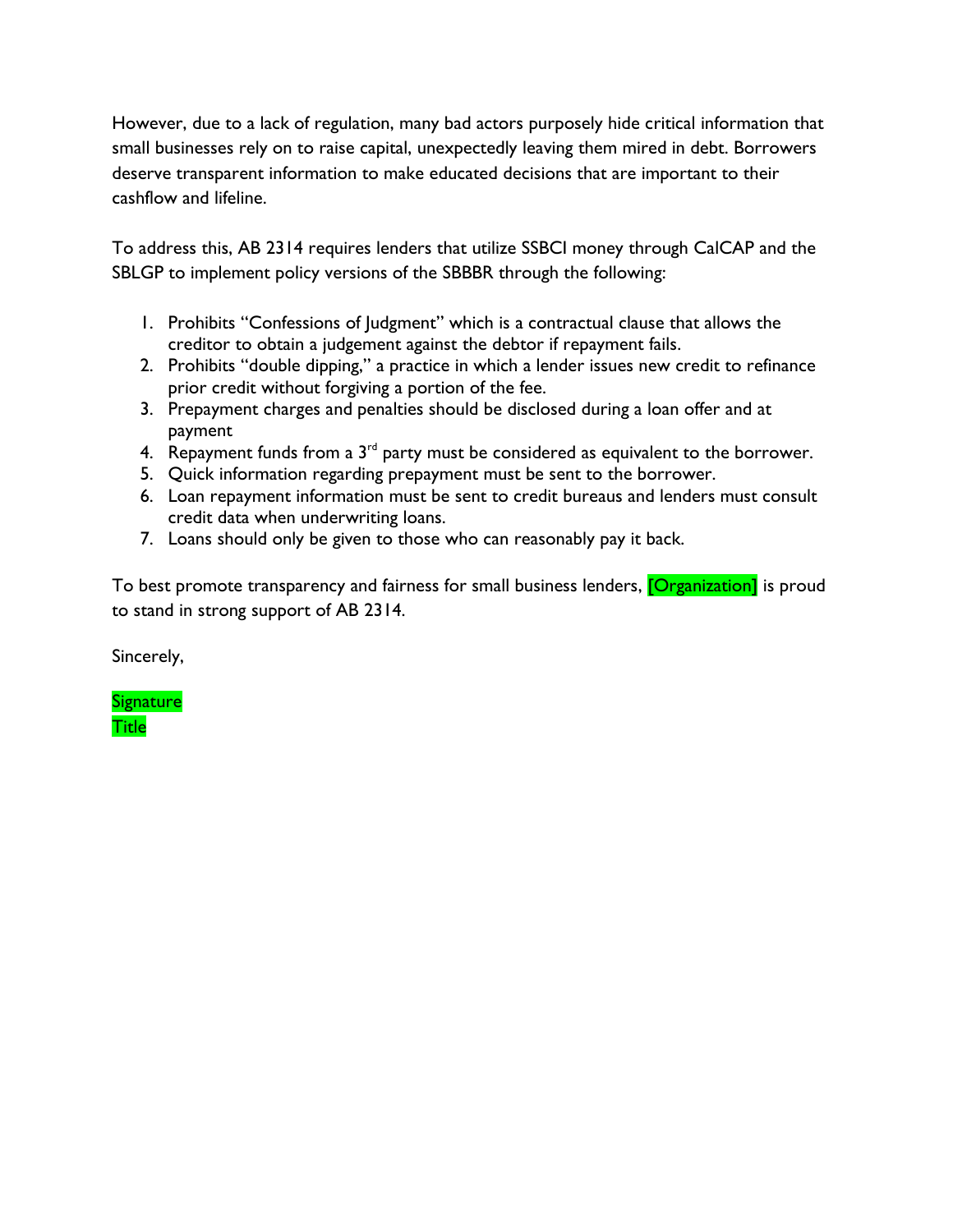However, due to a lack of regulation, many bad actors purposely hide critical information that small businesses rely on to raise capital, unexpectedly leaving them mired in debt. Borrowers deserve transparent information to make educated decisions that are important to their cashflow and lifeline.

To address this, AB 2314 requires lenders that utilize SSBCI money through CalCAP and the SBLGP to implement policy versions of the SBBBR through the following:

1. Prohibits "Confessions of Judgment" which is a contractual clause that allows the creditor to obtain a judgement against the debtor if repayment fails.
2. Prohibits "double dipping," a practice in which a lender issues new credit to refinance prior credit without forgiving a portion of the fee.
3. Prepayment charges and penalties should be disclosed during a loan offer and at payment
4. Repayment funds from a 3rd party must be considered as equivalent to the borrower.
5. Quick information regarding prepayment must be sent to the borrower.
6. Loan repayment information must be sent to credit bureaus and lenders must consult credit data when underwriting loans.
7. Loans should only be given to those who can reasonably pay it back.

To best promote transparency and fairness for small business lenders, [Organization] is proud to stand in strong support of AB 2314.

Sincerely,

Signature
Title